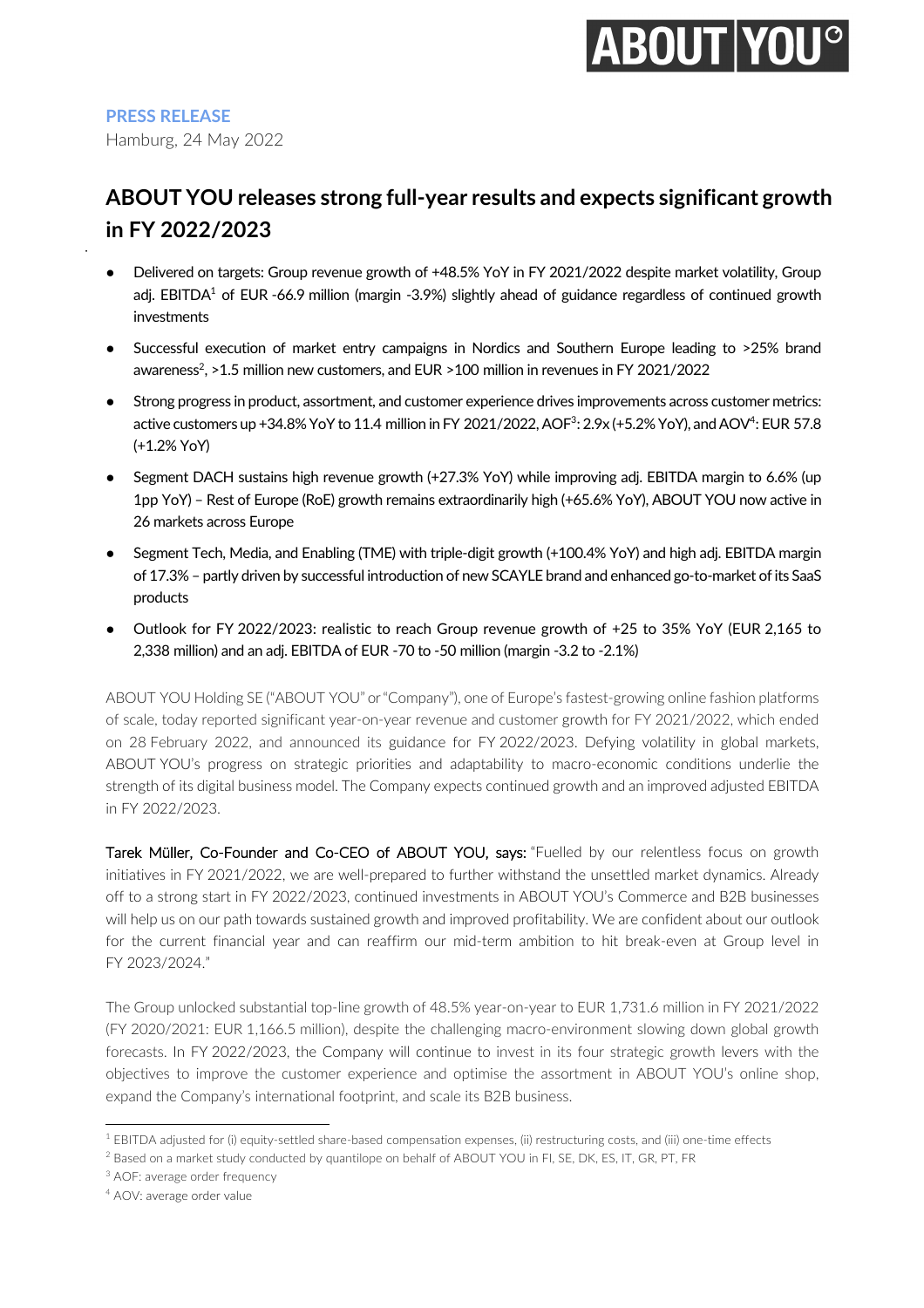**PRESS RELEASE**

Hamburg, 24 May 2022

# ABOUT YOU releases strong full-year results and expects significant growth in FY 2022/2023

- Delivered on targets: Group revenue growth of +48.5% YoY in FY 2021/2022 despite market volatility, Group adj. EBITDA[1] of EUR -66.9 million (margin -3.9%) slightly ahead of guidance regardless of continued growth investments
- Successful execution of market entry campaigns in Nordics and Southern Europe leading to >25% brand awareness[2], >1.5 million new customers, and EUR >100 million in revenues in FY 2021/2022
- Strong progress in product, assortment, and customer experience drives improvements across customer metrics: active customers up +34.8% YoY to 11.4 million in FY 2021/2022, AOF[3]: 2.9x (+5.2% YoY), and AOV[4]: EUR 57.8 (+1.2% YoY)
- Segment DACH sustains high revenue growth (+27.3% YoY) while improving adj. EBITDA margin to 6.6% (up 1pp YoY) – Rest of Europe (RoE) growth remains extraordinarily high (+65.6% YoY), ABOUT YOU now active in 26 markets across Europe
- Segment Tech, Media, and Enabling (TME) with triple-digit growth (+100.4% YoY) and high adj. EBITDA margin of 17.3% – partly driven by successful introduction of new SCAYLE brand and enhanced go-to-market of its SaaS products
- Outlook for FY 2022/2023: realistic to reach Group revenue growth of +25 to 35% YoY (EUR 2,165 to 2,338 million) and an adj. EBITDA of EUR -70 to -50 million (margin -3.2 to -2.1%)

ABOUT YOU Holding SE ("ABOUT YOU" or "Company"), one of Europe's fastest-growing online fashion platforms of scale, today reported significant year-on-year revenue and customer growth for FY 2021/2022, which ended on 28 February 2022, and announced its guidance for FY 2022/2023. Defying volatility in global markets, ABOUT YOU's progress on strategic priorities and adaptability to macro-economic conditions underlie the strength of its digital business model. The Company expects continued growth and an improved adjusted EBITDA in FY 2022/2023.

Tarek Müller, Co-Founder and Co-CEO of ABOUT YOU, says: "Fuelled by our relentless focus on growth initiatives in FY 2021/2022, we are well-prepared to further withstand the unsettled market dynamics. Already off to a strong start in FY 2022/2023, continued investments in ABOUT YOU's Commerce and B2B businesses will help us on our path towards sustained growth and improved profitability. We are confident about our outlook for the current financial year and can reaffirm our mid-term ambition to hit break-even at Group level in FY 2023/2024."

The Group unlocked substantial top-line growth of 48.5% year-on-year to EUR 1,731.6 million in FY 2021/2022 (FY 2020/2021: EUR 1,166.5 million), despite the challenging macro-environment slowing down global growth forecasts. In FY 2022/2023, the Company will continue to invest in its four strategic growth levers with the objectives to improve the customer experience and optimise the assortment in ABOUT YOU's online shop, expand the Company's international footprint, and scale its B2B business.

---

[1] EBITDA adjusted for (i) equity-settled share-based compensation expenses, (ii) restructuring costs, and (iii) one-time effects

[2] Based on a market study conducted by quantilope on behalf of ABOUT YOU in FI, SE, DK, ES, IT, GR, PT, FR

[3] AOF: average order frequency

[4] AOV: average order value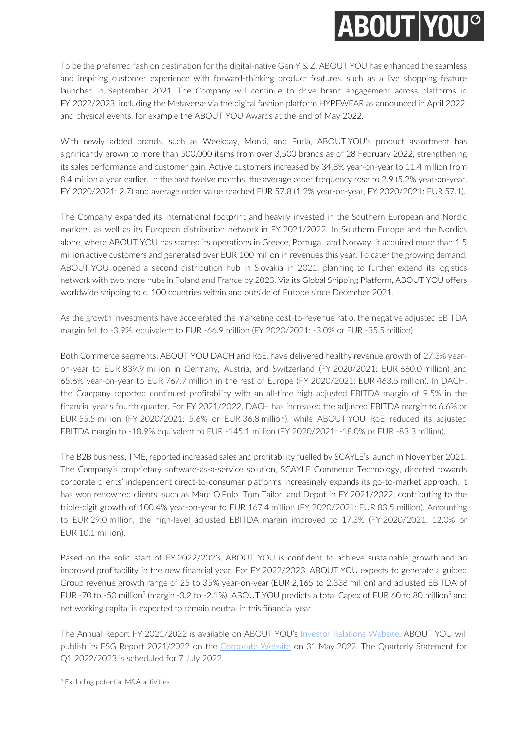To be the preferred fashion destination for the digital-native Gen Y & Z, ABOUT YOU has enhanced the seamless and inspiring customer experience with forward-thinking product features, such as a live shopping feature launched in September 2021. The Company will continue to drive brand engagement across platforms in FY 2022/2023, including the Metaverse via the digital fashion platform HYPEWEAR as announced in April 2022, and physical events, for example the ABOUT YOU Awards at the end of May 2022.

With newly added brands, such as Weekday, Monki, and Furla, ABOUT YOU's product assortment has significantly grown to more than 500,000 items from over 3,500 brands as of 28 February 2022, strengthening its sales performance and customer gain. Active customers increased by 34.8% year-on-year to 11.4 million from 8.4 million a year earlier. In the past twelve months, the average order frequency rose to 2.9 (5.2% year-on-year, FY 2020/2021: 2.7) and average order value reached EUR 57.8 (1.2% year-on-year, FY 2020/2021: EUR 57.1).

The Company expanded its international footprint and heavily invested in the Southern European and Nordic markets, as well as its European distribution network in FY 2021/2022. In Southern Europe and the Nordics alone, where ABOUT YOU has started its operations in Greece, Portugal, and Norway, it acquired more than 1.5 million active customers and generated over EUR 100 million in revenues this year. To cater the growing demand, ABOUT YOU opened a second distribution hub in Slovakia in 2021, planning to further extend its logistics network with two more hubs in Poland and France by 2023. Via its Global Shipping Platform, ABOUT YOU offers worldwide shipping to c. 100 countries within and outside of Europe since December 2021.

As the growth investments have accelerated the marketing cost-to-revenue ratio, the negative adjusted EBITDA margin fell to -3.9%, equivalent to EUR -66.9 million (FY 2020/2021: -3.0% or EUR -35.5 million).

Both Commerce segments, ABOUT YOU DACH and RoE, have delivered healthy revenue growth of 27.3% year-on-year to EUR 839.9 million in Germany, Austria, and Switzerland (FY 2020/2021: EUR 660.0 million) and 65.6% year-on-year to EUR 767.7 million in the rest of Europe (FY 2020/2021: EUR 463.5 million). In DACH, the Company reported continued profitability with an all-time high adjusted EBITDA margin of 9.5% in the financial year's fourth quarter. For FY 2021/2022, DACH has increased the adjusted EBITDA margin to 6.6% or EUR 55.5 million (FY 2020/2021: 5.6% or EUR 36.8 million), while ABOUT YOU RoE reduced its adjusted EBITDA margin to -18.9% equivalent to EUR -145.1 million (FY 2020/2021: -18.0% or EUR -83.3 million).

The B2B business, TME, reported increased sales and profitability fuelled by SCAYLE's launch in November 2021. The Company's proprietary software-as-a-service solution, SCAYLE Commerce Technology, directed towards corporate clients' independent direct-to-consumer platforms increasingly expands its go-to-market approach. It has won renowned clients, such as Marc O'Polo, Tom Tailor, and Depot in FY 2021/2022, contributing to the triple-digit growth of 100.4% year-on-year to EUR 167.4 million (FY 2020/2021: EUR 83.5 million). Amounting to EUR 29.0 million, the high-level adjusted EBITDA margin improved to 17.3% (FY 2020/2021: 12.0% or EUR 10.1 million).

Based on the solid start of FY 2022/2023, ABOUT YOU is confident to achieve sustainable growth and an improved profitability in the new financial year. For FY 2022/2023, ABOUT YOU expects to generate a guided Group revenue growth range of 25 to 35% year-on-year (EUR 2,165 to 2,338 million) and adjusted EBITDA of EUR -70 to -50 million[5] (margin -3.2 to -2.1%). ABOUT YOU predicts a total Capex of EUR 60 to 80 million[5] and net working capital is expected to remain neutral in this financial year.

The Annual Report FY 2021/2022 is available on ABOUT YOU's Investor Relations Website. ABOUT YOU will publish its ESG Report 2021/2022 on the Corporate Website on 31 May 2022. The Quarterly Statement for Q1 2022/2023 is scheduled for 7 July 2022.

---

[5] Excluding potential M&A activities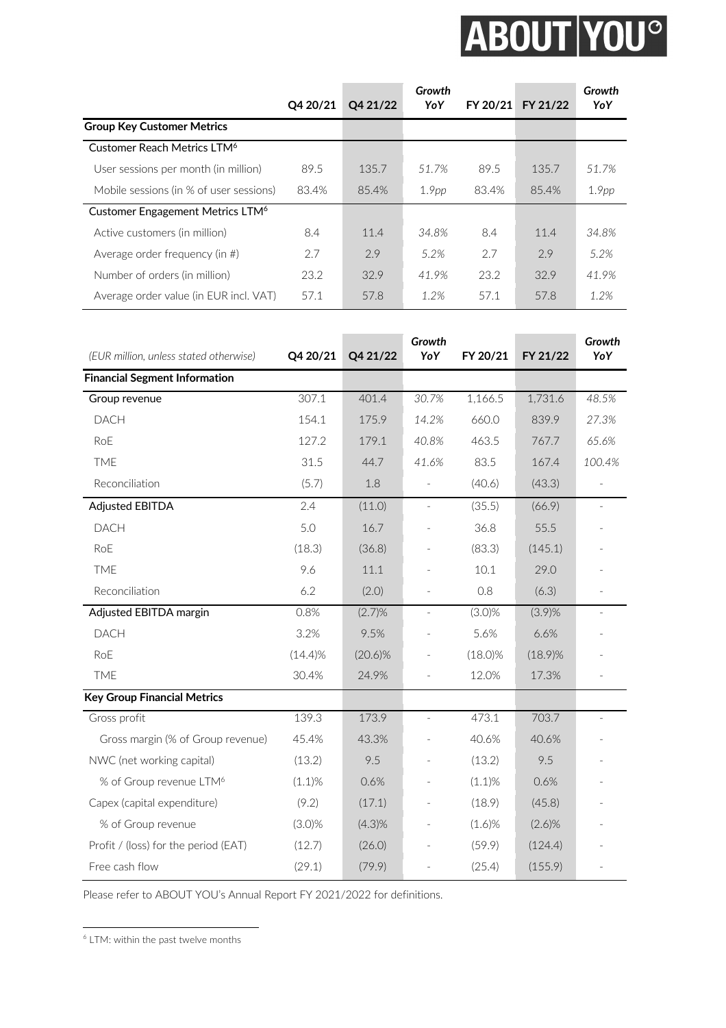| | Q4 20/21 | Q4 21/22 | *Growth YoY* | FY 20/21 | FY 21/22 | *Growth YoY* |
|---|---|---|---|---|---|---|
| **Group Key Customer Metrics** | | | | | | |
| Customer Reach Metrics LTM[6] | | | | | | |
| User sessions per month (in million) | 89.5 | 135.7 | *51.7%* | 89.5 | 135.7 | *51.7%* |
| Mobile sessions (in % of user sessions) | 83.4% | 85.4% | *1.9pp* | 83.4% | 85.4% | *1.9pp* |
| Customer Engagement Metrics LTM[6] | | | | | | |
| Active customers (in million) | 8.4 | 11.4 | *34.8%* | 8.4 | 11.4 | *34.8%* |
| Average order frequency (in #) | 2.7 | 2.9 | *5.2%* | 2.7 | 2.9 | *5.2%* |
| Number of orders (in million) | 23.2 | 32.9 | *41.9%* | 23.2 | 32.9 | *41.9%* |
| Average order value (in EUR incl. VAT) | 57.1 | 57.8 | *1.2%* | 57.1 | 57.8 | *1.2%* |

| *(EUR million, unless stated otherwise)* | Q4 20/21 | Q4 21/22 | *Growth YoY* | FY 20/21 | FY 21/22 | *Growth YoY* |
|---|---|---|---|---|---|---|
| **Financial Segment Information** | | | | | | |
| Group revenue | 307.1 | 401.4 | *30.7%* | 1,166.5 | 1,731.6 | *48.5%* |
| DACH | 154.1 | 175.9 | *14.2%* | 660.0 | 839.9 | *27.3%* |
| RoE | 127.2 | 179.1 | *40.8%* | 463.5 | 767.7 | *65.6%* |
| TME | 31.5 | 44.7 | *41.6%* | 83.5 | 167.4 | *100.4%* |
| Reconciliation | (5.7) | 1.8 | - | (40.6) | (43.3) | - |
| Adjusted EBITDA | 2.4 | (11.0) | - | (35.5) | (66.9) | - |
| DACH | 5.0 | 16.7 | - | 36.8 | 55.5 | - |
| RoE | (18.3) | (36.8) | - | (83.3) | (145.1) | - |
| TME | 9.6 | 11.1 | - | 10.1 | 29.0 | - |
| Reconciliation | 6.2 | (2.0) | - | 0.8 | (6.3) | - |
| Adjusted EBITDA margin | 0.8% | (2.7)% | - | (3.0)% | (3.9)% | - |
| DACH | 3.2% | 9.5% | - | 5.6% | 6.6% | - |
| RoE | (14.4)% | (20.6)% | - | (18.0)% | (18.9)% | - |
| TME | 30.4% | 24.9% | - | 12.0% | 17.3% | - |
| **Key Group Financial Metrics** | | | | | | |
| Gross profit | 139.3 | 173.9 | - | 473.1 | 703.7 | - |
| Gross margin (% of Group revenue) | 45.4% | 43.3% | - | 40.6% | 40.6% | - |
| NWC (net working capital) | (13.2) | 9.5 | - | (13.2) | 9.5 | - |
| % of Group revenue LTM[6] | (1.1)% | 0.6% | - | (1.1)% | 0.6% | - |
| Capex (capital expenditure) | (9.2) | (17.1) | - | (18.9) | (45.8) | - |
| % of Group revenue | (3.0)% | (4.3)% | - | (1.6)% | (2.6)% | - |
| Profit / (loss) for the period (EAT) | (12.7) | (26.0) | - | (59.9) | (124.4) | - |
| Free cash flow | (29.1) | (79.9) | - | (25.4) | (155.9) | - |

Please refer to ABOUT YOU's Annual Report FY 2021/2022 for definitions.

[6] LTM: within the past twelve months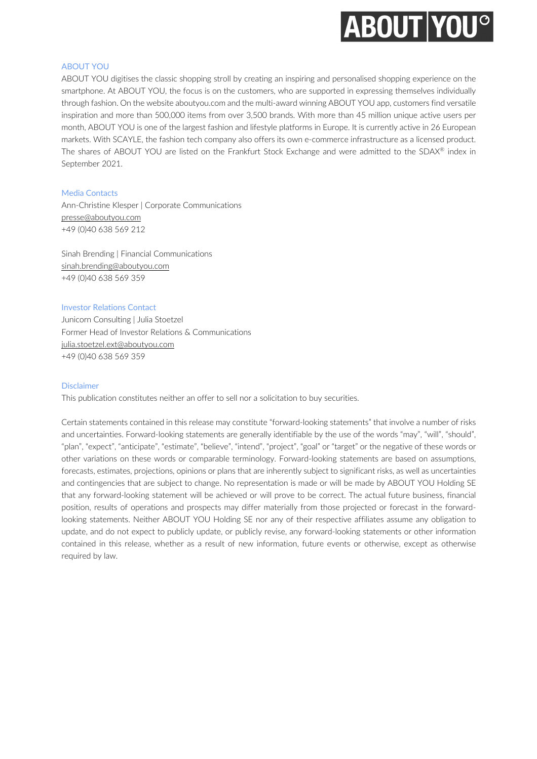## ABOUT YOU

ABOUT YOU digitises the classic shopping stroll by creating an inspiring and personalised shopping experience on the smartphone. At ABOUT YOU, the focus is on the customers, who are supported in expressing themselves individually through fashion. On the website aboutyou.com and the multi-award winning ABOUT YOU app, customers find versatile inspiration and more than 500,000 items from over 3,500 brands. With more than 45 million unique active users per month, ABOUT YOU is one of the largest fashion and lifestyle platforms in Europe. It is currently active in 26 European markets. With SCAYLE, the fashion tech company also offers its own e-commerce infrastructure as a licensed product. The shares of ABOUT YOU are listed on the Frankfurt Stock Exchange and were admitted to the SDAX® index in September 2021.

## Media Contacts

Ann-Christine Klesper | Corporate Communications
presse@aboutyou.com
+49 (0)40 638 569 212

Sinah Brending | Financial Communications
sinah.brending@aboutyou.com
+49 (0)40 638 569 359

## Investor Relations Contact

Junicorn Consulting | Julia Stoetzel
Former Head of Investor Relations & Communications
julia.stoetzel.ext@aboutyou.com
+49 (0)40 638 569 359

## Disclaimer

This publication constitutes neither an offer to sell nor a solicitation to buy securities.

Certain statements contained in this release may constitute "forward-looking statements" that involve a number of risks and uncertainties. Forward-looking statements are generally identifiable by the use of the words "may", "will", "should", "plan", "expect", "anticipate", "estimate", "believe", "intend", "project", "goal" or "target" or the negative of these words or other variations on these words or comparable terminology. Forward-looking statements are based on assumptions, forecasts, estimates, projections, opinions or plans that are inherently subject to significant risks, as well as uncertainties and contingencies that are subject to change. No representation is made or will be made by ABOUT YOU Holding SE that any forward-looking statement will be achieved or will prove to be correct. The actual future business, financial position, results of operations and prospects may differ materially from those projected or forecast in the forward-looking statements. Neither ABOUT YOU Holding SE nor any of their respective affiliates assume any obligation to update, and do not expect to publicly update, or publicly revise, any forward-looking statements or other information contained in this release, whether as a result of new information, future events or otherwise, except as otherwise required by law.